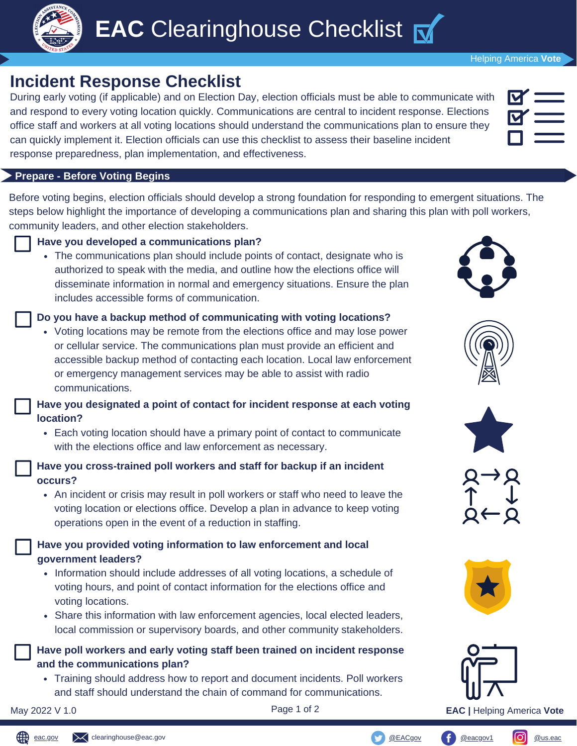# EAC Clearinghouse Checklist

Helping America **Vote**

## Incident Response Checklist

During early voting (if applicable) and on Election Day, election officials must be able to communicate with and respond to every voting location quickly. Communications are central to incident response. Elections office staff and workers at all voting locations should understand the communications plan to ensure they can quickly implement it. Election officials can use this checklist to assess their baseline incident response preparedness, plan implementation, and effectiveness.

### Prepare - Before Voting Begins

Before voting begins, election officials should develop a strong foundation for responding to emergent situations. The steps below highlight the importance of developing a communications plan and sharing this plan with poll workers, community leaders, and other election stakeholders.

- [ ] **Have you developed a communications plan?**
  - The communications plan should include points of contact, designate who is authorized to speak with the media, and outline how the elections office will disseminate information in normal and emergency situations. Ensure the plan includes accessible forms of communication.

- [ ] **Do you have a backup method of communicating with voting locations?**
  - Voting locations may be remote from the elections office and may lose power or cellular service. The communications plan must provide an efficient and accessible backup method of contacting each location. Local law enforcement or emergency management services may be able to assist with radio communications.

- [ ] **Have you designated a point of contact for incident response at each voting location?**
  - Each voting location should have a primary point of contact to communicate with the elections office and law enforcement as necessary.

- [ ] **Have you cross-trained poll workers and staff for backup if an incident occurs?**
  - An incident or crisis may result in poll workers or staff who need to leave the voting location or elections office. Develop a plan in advance to keep voting operations open in the event of a reduction in staffing.

- [ ] **Have you provided voting information to law enforcement and local government leaders?**
  - Information should include addresses of all voting locations, a schedule of voting hours, and point of contact information for the elections office and voting locations.
  - Share this information with law enforcement agencies, local elected leaders, local commission or supervisory boards, and other community stakeholders.

- [ ] **Have poll workers and early voting staff been trained on incident response and the communications plan?**
  - Training should address how to report and document incidents. Poll workers and staff should understand the chain of command for communications.

May 2022 V 1.0

eac.gov | clearinghouse@eac.gov | @EACgov | @eacgov1 | @us.eac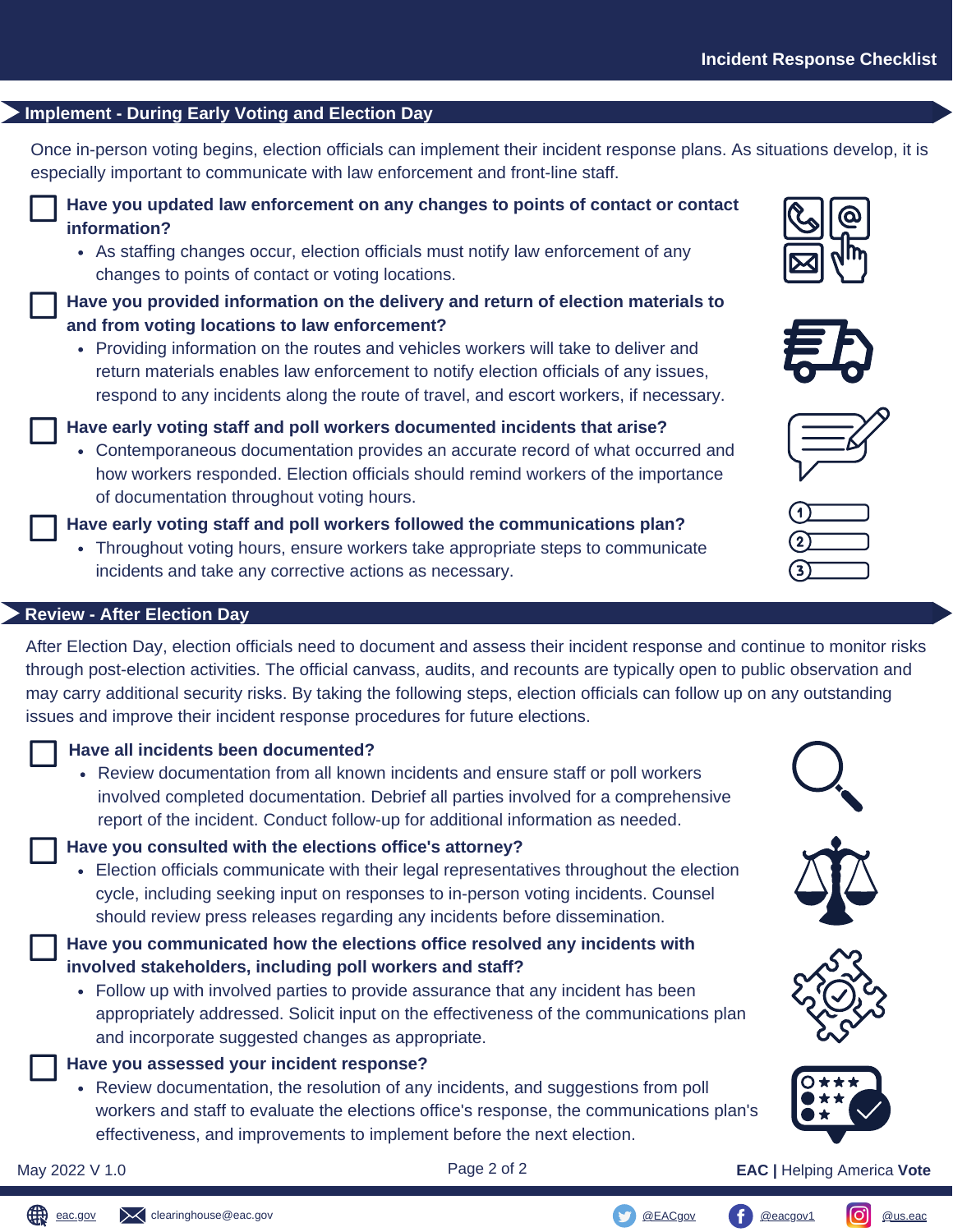## Implement - During Early Voting and Election Day

Once in-person voting begins, election officials can implement their incident response plans. As situations develop, it is especially important to communicate with law enforcement and front-line staff.

- [ ] **Have you updated law enforcement on any changes to points of contact or contact information?**
  - As staffing changes occur, election officials must notify law enforcement of any changes to points of contact or voting locations.
- [ ] **Have you provided information on the delivery and return of election materials to and from voting locations to law enforcement?**
  - Providing information on the routes and vehicles workers will take to deliver and return materials enables law enforcement to notify election officials of any issues, respond to any incidents along the route of travel, and escort workers, if necessary.
- [ ] **Have early voting staff and poll workers documented incidents that arise?**
  - Contemporaneous documentation provides an accurate record of what occurred and how workers responded. Election officials should remind workers of the importance of documentation throughout voting hours.
- [ ] **Have early voting staff and poll workers followed the communications plan?**
  - Throughout voting hours, ensure workers take appropriate steps to communicate incidents and take any corrective actions as necessary.

## Review - After Election Day

After Election Day, election officials need to document and assess their incident response and continue to monitor risks through post-election activities. The official canvass, audits, and recounts are typically open to public observation and may carry additional security risks. By taking the following steps, election officials can follow up on any outstanding issues and improve their incident response procedures for future elections.

- [ ] **Have all incidents been documented?**
  - Review documentation from all known incidents and ensure staff or poll workers involved completed documentation. Debrief all parties involved for a comprehensive report of the incident. Conduct follow-up for additional information as needed.
- [ ] **Have you consulted with the elections office's attorney?**
  - Election officials communicate with their legal representatives throughout the election cycle, including seeking input on responses to in-person voting incidents. Counsel should review press releases regarding any incidents before dissemination.
- [ ] **Have you communicated how the elections office resolved any incidents with involved stakeholders, including poll workers and staff?**
  - Follow up with involved parties to provide assurance that any incident has been appropriately addressed. Solicit input on the effectiveness of the communications plan and incorporate suggested changes as appropriate.
- [ ] **Have you assessed your incident response?**
  - Review documentation, the resolution of any incidents, and suggestions from poll workers and staff to evaluate the elections office's response, the communications plan's effectiveness, and improvements to implement before the next election.